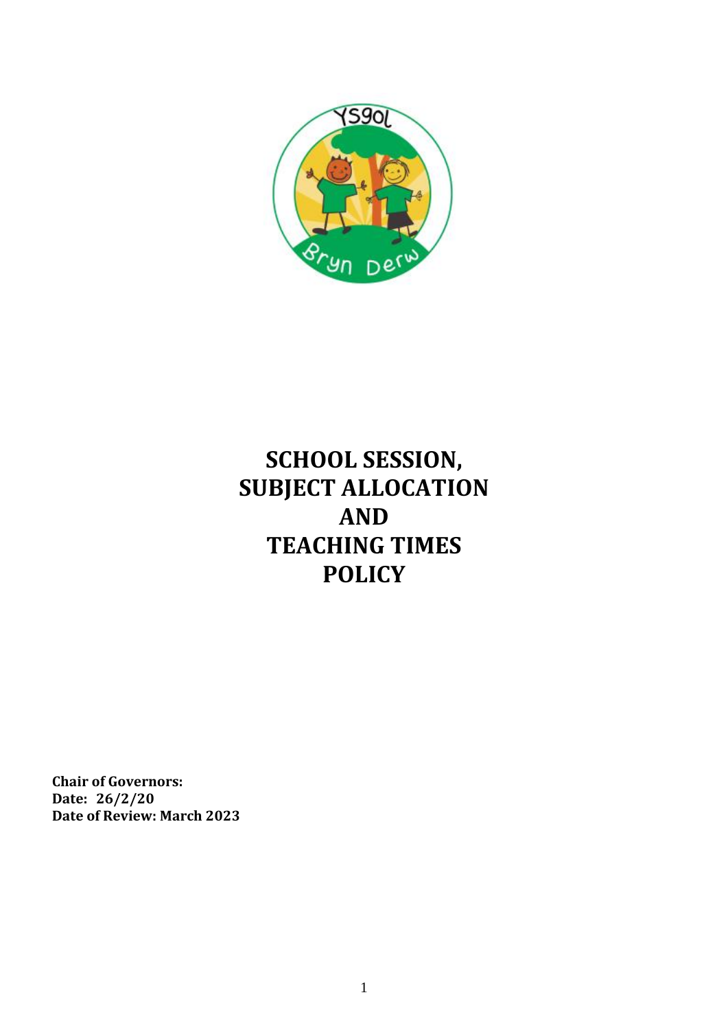# SCHOOL SESSION, SUBJECT ALLOCATION AND TEACHING TIMES POLICY

**Chair of Governors:**
**Date: 26/2/20**
**Date of Review: March 2023**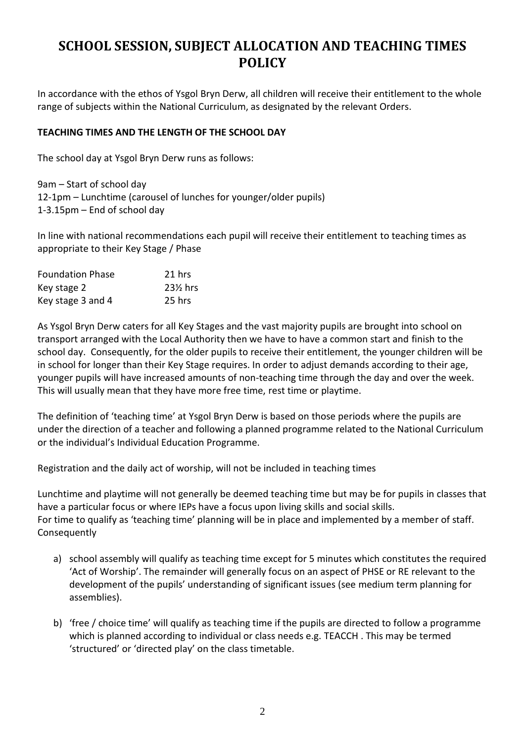# SCHOOL SESSION, SUBJECT ALLOCATION AND TEACHING TIMES POLICY

In accordance with the ethos of Ysgol Bryn Derw, all children will receive their entitlement to the whole range of subjects within the National Curriculum, as designated by the relevant Orders.

**TEACHING TIMES AND THE LENGTH OF THE SCHOOL DAY**

The school day at Ysgol Bryn Derw runs as follows:

9am – Start of school day
12-1pm – Lunchtime (carousel of lunches for younger/older pupils)
1-3.15pm – End of school day

In line with national recommendations each pupil will receive their entitlement to teaching times as appropriate to their Key Stage / Phase

| | |
|---|---|
| Foundation Phase | 21 hrs |
| Key stage 2 | 23½ hrs |
| Key stage 3 and 4 | 25 hrs |

As Ysgol Bryn Derw caters for all Key Stages and the vast majority pupils are brought into school on transport arranged with the Local Authority then we have to have a common start and finish to the school day. Consequently, for the older pupils to receive their entitlement, the younger children will be in school for longer than their Key Stage requires. In order to adjust demands according to their age, younger pupils will have increased amounts of non-teaching time through the day and over the week. This will usually mean that they have more free time, rest time or playtime.

The definition of 'teaching time' at Ysgol Bryn Derw is based on those periods where the pupils are under the direction of a teacher and following a planned programme related to the National Curriculum or the individual's Individual Education Programme.

Registration and the daily act of worship, will not be included in teaching times

Lunchtime and playtime will not generally be deemed teaching time but may be for pupils in classes that have a particular focus or where IEPs have a focus upon living skills and social skills.
For time to qualify as 'teaching time' planning will be in place and implemented by a member of staff. Consequently

a) school assembly will qualify as teaching time except for 5 minutes which constitutes the required 'Act of Worship'. The remainder will generally focus on an aspect of PHSE or RE relevant to the development of the pupils' understanding of significant issues (see medium term planning for assemblies).

b) 'free / choice time' will qualify as teaching time if the pupils are directed to follow a programme which is planned according to individual or class needs e.g. TEACCH . This may be termed 'structured' or 'directed play' on the class timetable.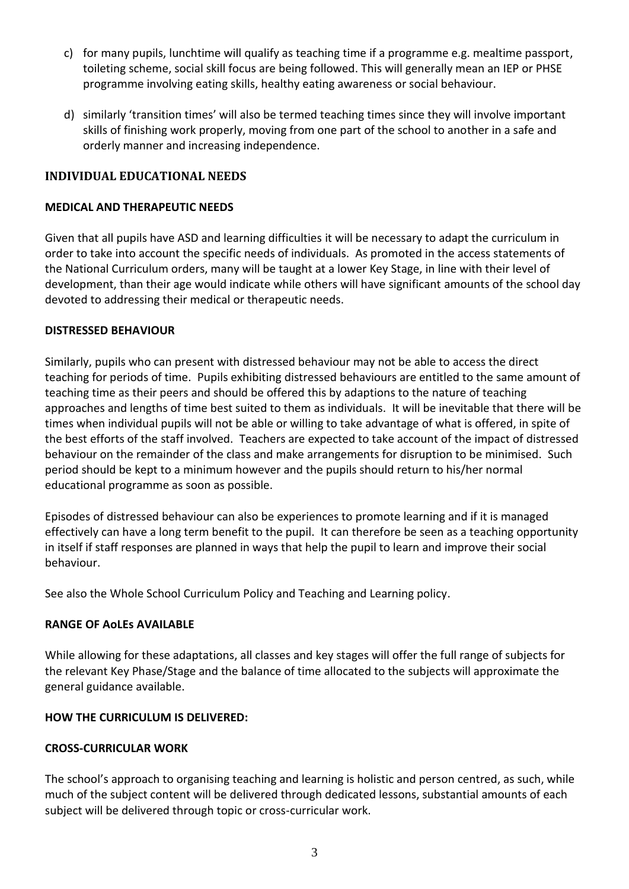c) for many pupils, lunchtime will qualify as teaching time if a programme e.g. mealtime passport, toileting scheme, social skill focus are being followed. This will generally mean an IEP or PHSE programme involving eating skills, healthy eating awareness or social behaviour.

d) similarly 'transition times' will also be termed teaching times since they will involve important skills of finishing work properly, moving from one part of the school to another in a safe and orderly manner and increasing independence.

## INDIVIDUAL EDUCATIONAL NEEDS

### MEDICAL AND THERAPEUTIC NEEDS

Given that all pupils have ASD and learning difficulties it will be necessary to adapt the curriculum in order to take into account the specific needs of individuals. As promoted in the access statements of the National Curriculum orders, many will be taught at a lower Key Stage, in line with their level of development, than their age would indicate while others will have significant amounts of the school day devoted to addressing their medical or therapeutic needs.

### DISTRESSED BEHAVIOUR

Similarly, pupils who can present with distressed behaviour may not be able to access the direct teaching for periods of time. Pupils exhibiting distressed behaviours are entitled to the same amount of teaching time as their peers and should be offered this by adaptions to the nature of teaching approaches and lengths of time best suited to them as individuals. It will be inevitable that there will be times when individual pupils will not be able or willing to take advantage of what is offered, in spite of the best efforts of the staff involved. Teachers are expected to take account of the impact of distressed behaviour on the remainder of the class and make arrangements for disruption to be minimised. Such period should be kept to a minimum however and the pupils should return to his/her normal educational programme as soon as possible.

Episodes of distressed behaviour can also be experiences to promote learning and if it is managed effectively can have a long term benefit to the pupil. It can therefore be seen as a teaching opportunity in itself if staff responses are planned in ways that help the pupil to learn and improve their social behaviour.

See also the Whole School Curriculum Policy and Teaching and Learning policy.

### RANGE OF AoLEs AVAILABLE

While allowing for these adaptations, all classes and key stages will offer the full range of subjects for the relevant Key Phase/Stage and the balance of time allocated to the subjects will approximate the general guidance available.

### HOW THE CURRICULUM IS DELIVERED:

### CROSS-CURRICULAR WORK

The school's approach to organising teaching and learning is holistic and person centred, as such, while much of the subject content will be delivered through dedicated lessons, substantial amounts of each subject will be delivered through topic or cross-curricular work.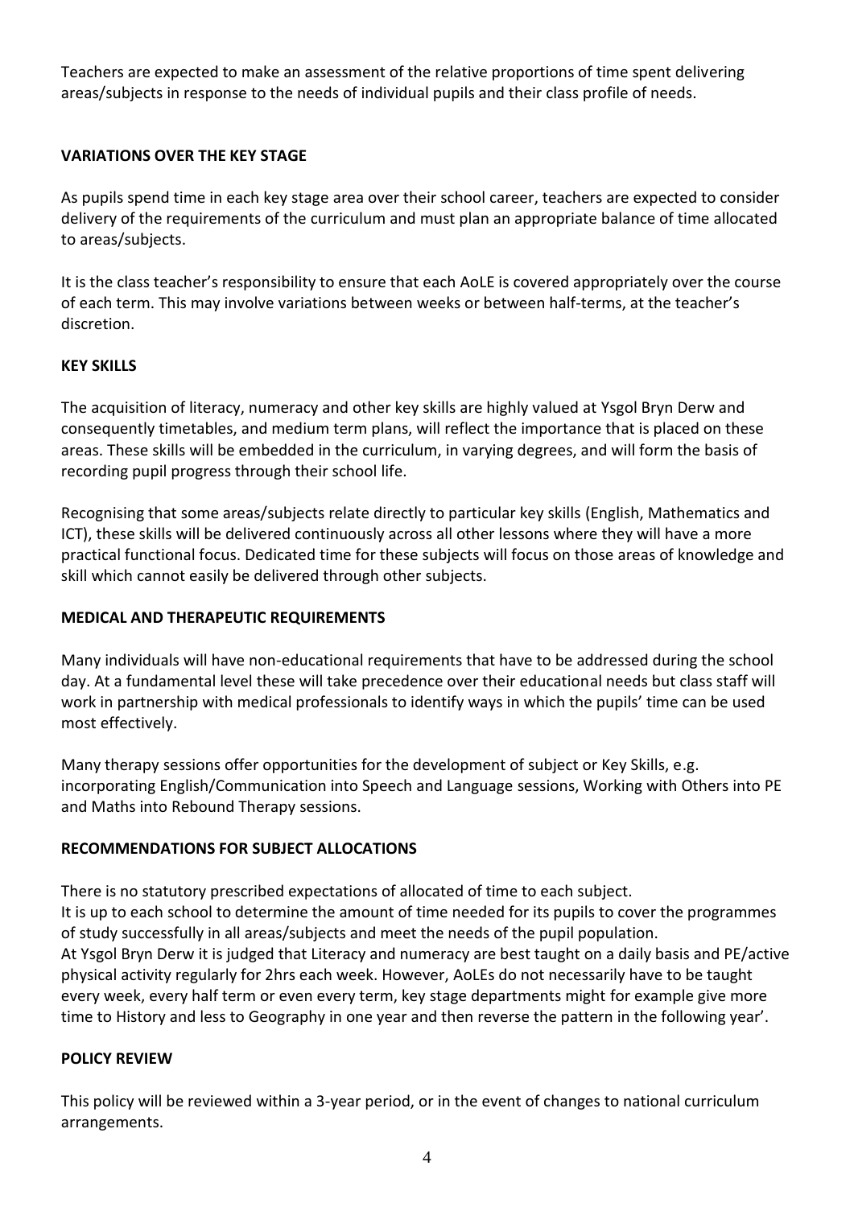Teachers are expected to make an assessment of the relative proportions of time spent delivering areas/subjects in response to the needs of individual pupils and their class profile of needs.

## VARIATIONS OVER THE KEY STAGE

As pupils spend time in each key stage area over their school career, teachers are expected to consider delivery of the requirements of the curriculum and must plan an appropriate balance of time allocated to areas/subjects.

It is the class teacher's responsibility to ensure that each AoLE is covered appropriately over the course of each term. This may involve variations between weeks or between half-terms, at the teacher's discretion.

## KEY SKILLS

The acquisition of literacy, numeracy and other key skills are highly valued at Ysgol Bryn Derw and consequently timetables, and medium term plans, will reflect the importance that is placed on these areas. These skills will be embedded in the curriculum, in varying degrees, and will form the basis of recording pupil progress through their school life.

Recognising that some areas/subjects relate directly to particular key skills (English, Mathematics and ICT), these skills will be delivered continuously across all other lessons where they will have a more practical functional focus. Dedicated time for these subjects will focus on those areas of knowledge and skill which cannot easily be delivered through other subjects.

## MEDICAL AND THERAPEUTIC REQUIREMENTS

Many individuals will have non-educational requirements that have to be addressed during the school day. At a fundamental level these will take precedence over their educational needs but class staff will work in partnership with medical professionals to identify ways in which the pupils' time can be used most effectively.

Many therapy sessions offer opportunities for the development of subject or Key Skills, e.g. incorporating English/Communication into Speech and Language sessions, Working with Others into PE and Maths into Rebound Therapy sessions.

## RECOMMENDATIONS FOR SUBJECT ALLOCATIONS

There is no statutory prescribed expectations of allocated of time to each subject.
It is up to each school to determine the amount of time needed for its pupils to cover the programmes of study successfully in all areas/subjects and meet the needs of the pupil population.
At Ysgol Bryn Derw it is judged that Literacy and numeracy are best taught on a daily basis and PE/active physical activity regularly for 2hrs each week. However, AoLEs do not necessarily have to be taught every week, every half term or even every term, key stage departments might for example give more time to History and less to Geography in one year and then reverse the pattern in the following year'.

## POLICY REVIEW

This policy will be reviewed within a 3-year period, or in the event of changes to national curriculum arrangements.